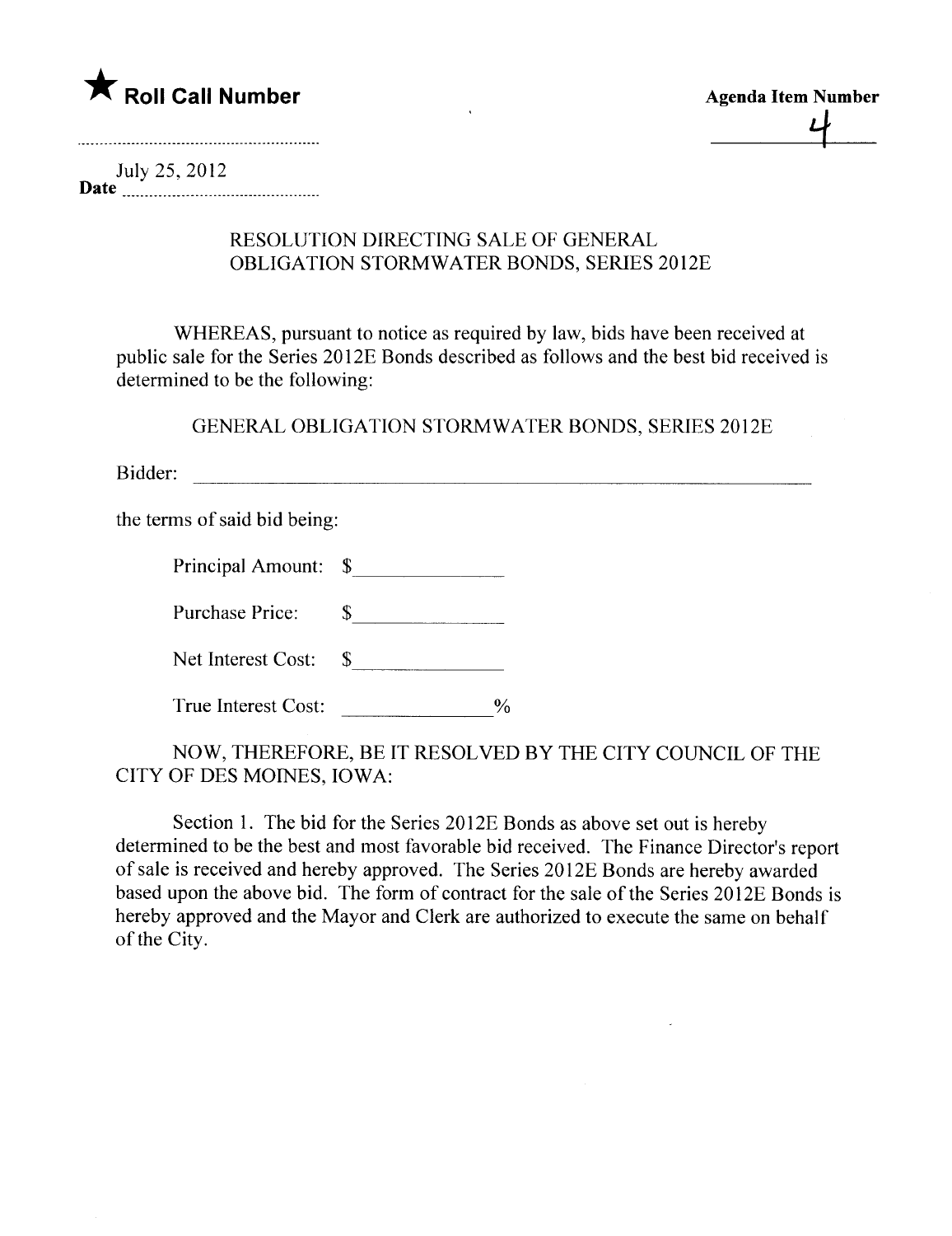★ **Roll Call Number**

**Agenda Item Number**

4

Date July 25, 2012

RESOLUTION DIRECTING SALE OF GENERAL OBLIGATION STORMWATER BONDS, SERIES 2012E

WHEREAS, pursuant to notice as required by law, bids have been received at public sale for the Series 2012E Bonds described as follows and the best bid received is determined to be the following:

GENERAL OBLIGATION STORMWATER BONDS, SERIES 2012E

Bidder: ______________________________

the terms of said bid being:

Principal Amount: $______________

Purchase Price: $______________

Net Interest Cost: $______________

True Interest Cost: ______________%

NOW, THEREFORE, BE IT RESOLVED BY THE CITY COUNCIL OF THE CITY OF DES MOINES, IOWA:

Section 1. The bid for the Series 2012E Bonds as above set out is hereby determined to be the best and most favorable bid received. The Finance Director's report of sale is received and hereby approved. The Series 2012E Bonds are hereby awarded based upon the above bid. The form of contract for the sale of the Series 2012E Bonds is hereby approved and the Mayor and Clerk are authorized to execute the same on behalf of the City.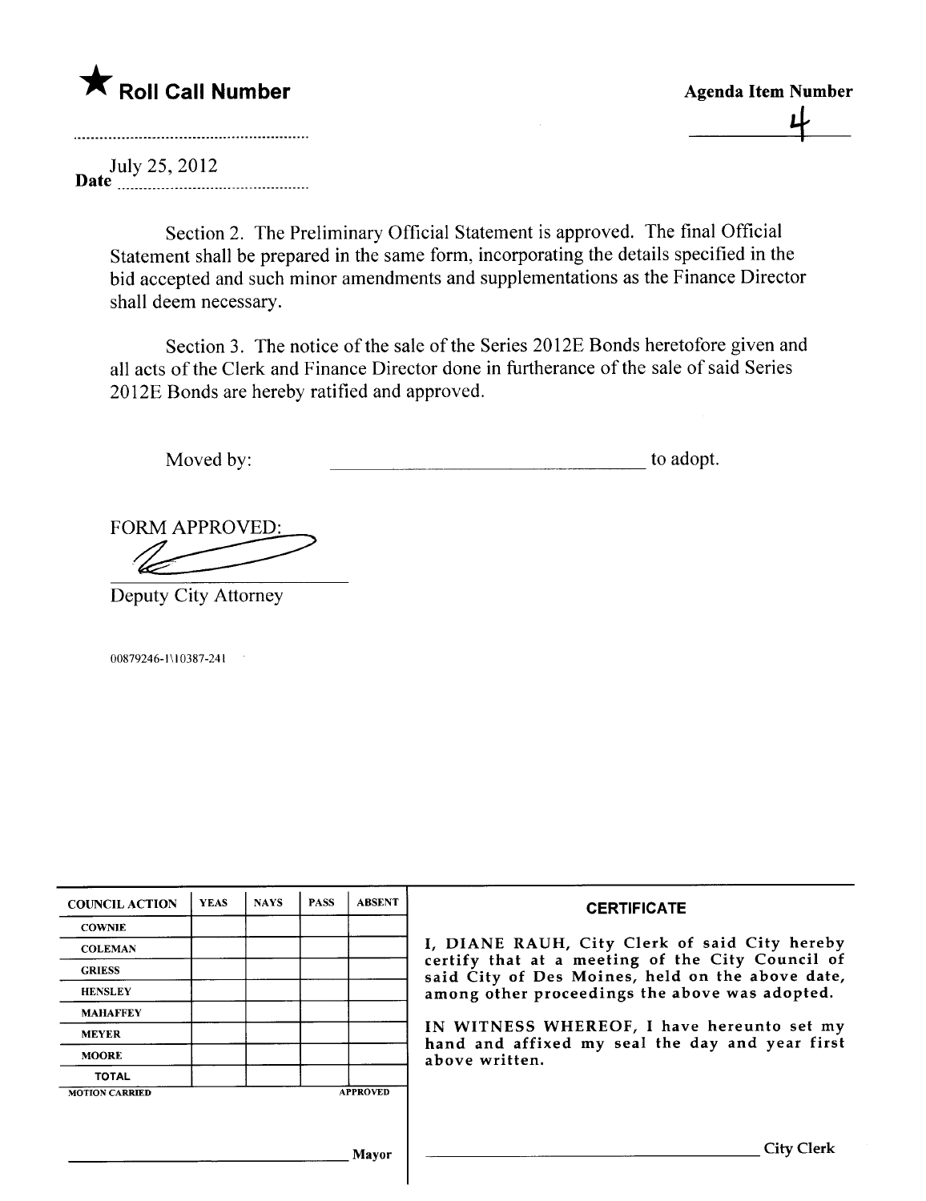★ **Roll Call Number**

**Agenda Item Number**

4

Date July 25, 2012

Section 2. The Preliminary Official Statement is approved. The final Official Statement shall be prepared in the same form, incorporating the details specified in the bid accepted and such minor amendments and supplementations as the Finance Director shall deem necessary.

Section 3. The notice of the sale of the Series 2012E Bonds heretofore given and all acts of the Clerk and Finance Director done in furtherance of the sale of said Series 2012E Bonds are hereby ratified and approved.

Moved by: \_\_\_\_\_\_\_\_\_\_\_\_\_\_\_\_\_\_\_\_\_\_\_\_\_\_\_\_\_\_ to adopt.

FORM APPROVED:

Deputy City Attorney

00879246-1\10387-241

| COUNCIL ACTION | YEAS | NAYS | PASS | ABSENT |
|---|---|---|---|---|
| COWNIE | | | | |
| COLEMAN | | | | |
| GRIESS | | | | |
| HENSLEY | | | | |
| MAHAFFEY | | | | |
| MEYER | | | | |
| MOORE | | | | |
| TOTAL | | | | |

MOTION CARRIED APPROVED

\_\_\_\_\_\_\_\_\_\_\_\_\_\_\_\_\_\_\_\_\_\_\_\_\_\_\_\_\_\_ Mayor

**CERTIFICATE**

I, DIANE RAUH, City Clerk of said City hereby certify that at a meeting of the City Council of said City of Des Moines, held on the above date, among other proceedings the above was adopted.

IN WITNESS WHEREOF, I have hereunto set my hand and affixed my seal the day and year first above written.

\_\_\_\_\_\_\_\_\_\_\_\_\_\_\_\_\_\_\_\_\_\_\_\_\_\_\_\_\_\_ City Clerk